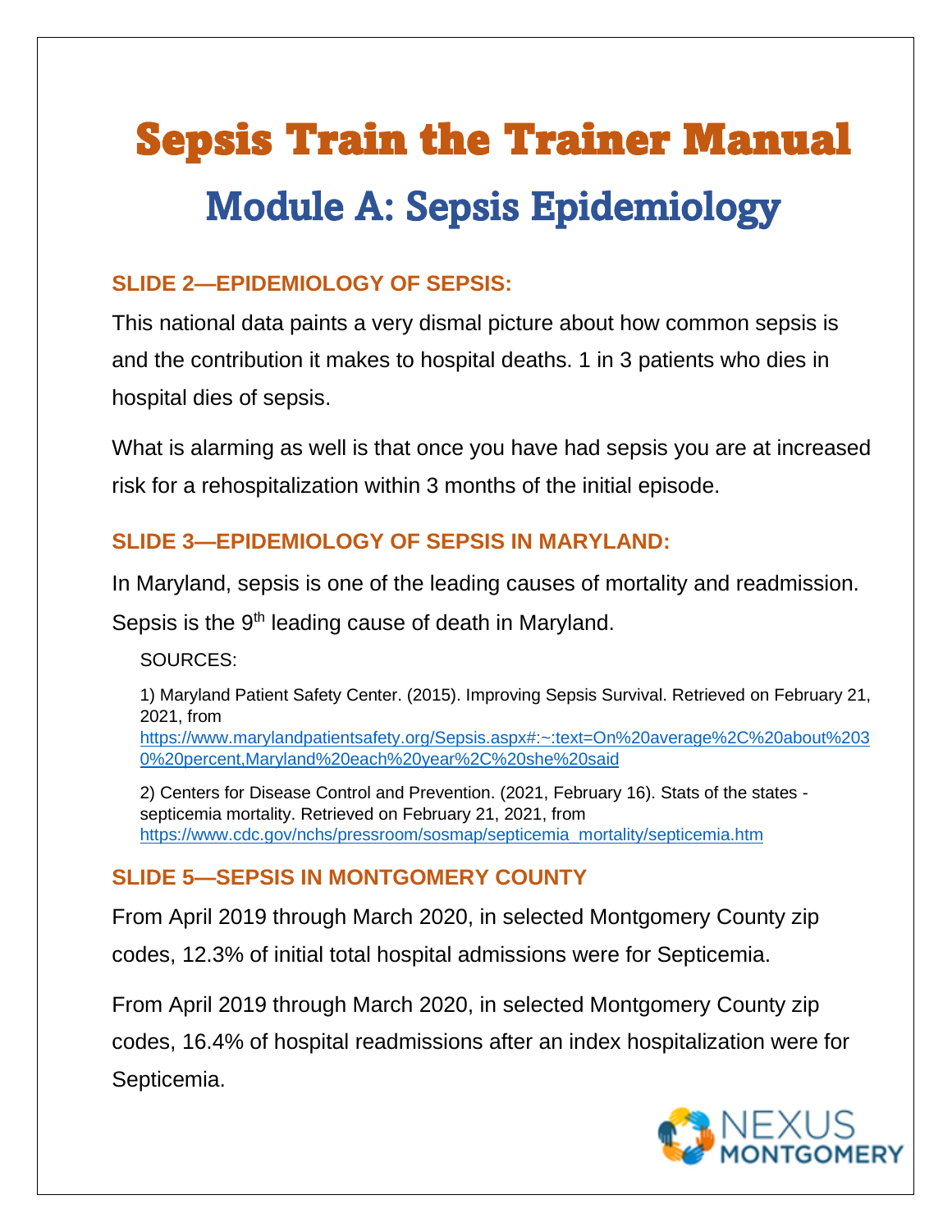# Sepsis Train the Trainer Manual

## Module A: Sepsis Epidemiology

### SLIDE 2—EPIDEMIOLOGY OF SEPSIS:

This national data paints a very dismal picture about how common sepsis is and the contribution it makes to hospital deaths. 1 in 3 patients who dies in hospital dies of sepsis.

What is alarming as well is that once you have had sepsis you are at increased risk for a rehospitalization within 3 months of the initial episode.

### SLIDE 3—EPIDEMIOLOGY OF SEPSIS IN MARYLAND:

In Maryland, sepsis is one of the leading causes of mortality and readmission. Sepsis is the 9th leading cause of death in Maryland.

SOURCES:

1) Maryland Patient Safety Center. (2015). Improving Sepsis Survival. Retrieved on February 21, 2021, from https://www.marylandpatientsafety.org/Sepsis.aspx#:~:text=On%20average%2C%20about%2030%20percent,Maryland%20each%20year%2C%20she%20said

2) Centers for Disease Control and Prevention. (2021, February 16). Stats of the states - septicemia mortality. Retrieved on February 21, 2021, from https://www.cdc.gov/nchs/pressroom/sosmap/septicemia_mortality/septicemia.htm

### SLIDE 5—SEPSIS IN MONTGOMERY COUNTY

From April 2019 through March 2020, in selected Montgomery County zip codes, 12.3% of initial total hospital admissions were for Septicemia.

From April 2019 through March 2020, in selected Montgomery County zip codes, 16.4% of hospital readmissions after an index hospitalization were for Septicemia.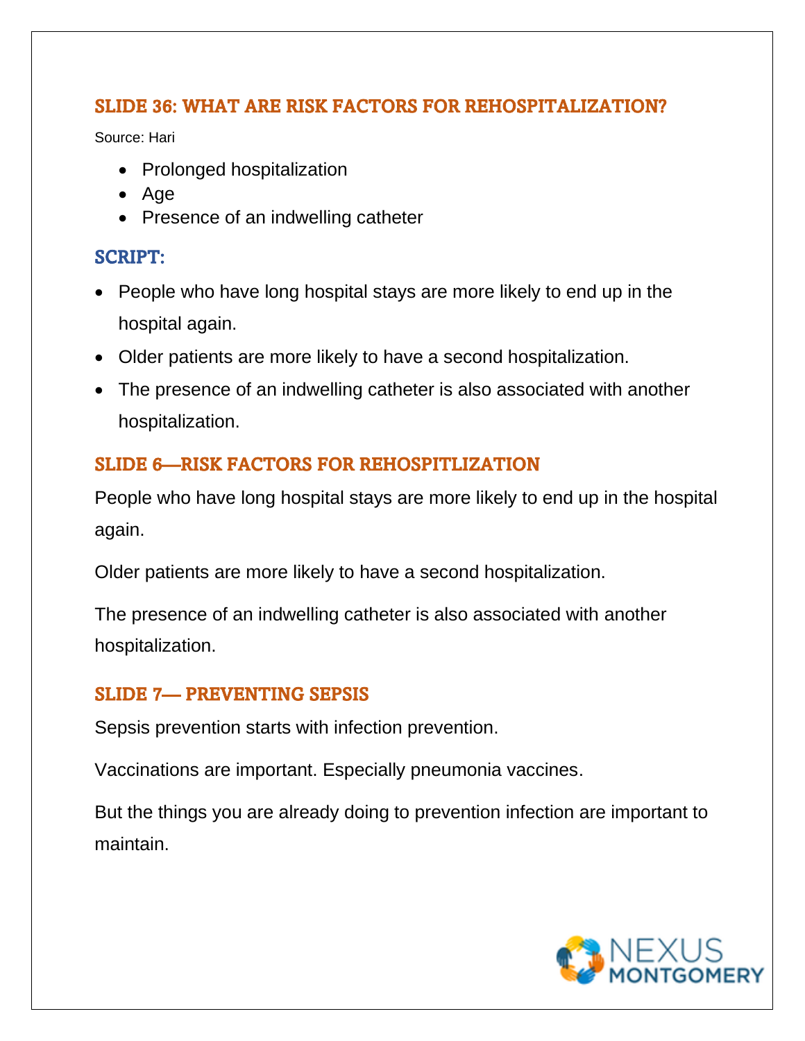## SLIDE 36: WHAT ARE RISK FACTORS FOR REHOSPITALIZATION?

Source: Hari

- Prolonged hospitalization
- Age
- Presence of an indwelling catheter

### SCRIPT:

- People who have long hospital stays are more likely to end up in the hospital again.
- Older patients are more likely to have a second hospitalization.
- The presence of an indwelling catheter is also associated with another hospitalization.

## SLIDE 6—RISK FACTORS FOR REHOSPITLIZATION

People who have long hospital stays are more likely to end up in the hospital again.

Older patients are more likely to have a second hospitalization.

The presence of an indwelling catheter is also associated with another hospitalization.

## SLIDE 7— PREVENTING SEPSIS

Sepsis prevention starts with infection prevention.

Vaccinations are important. Especially pneumonia vaccines.

But the things you are already doing to prevention infection are important to maintain.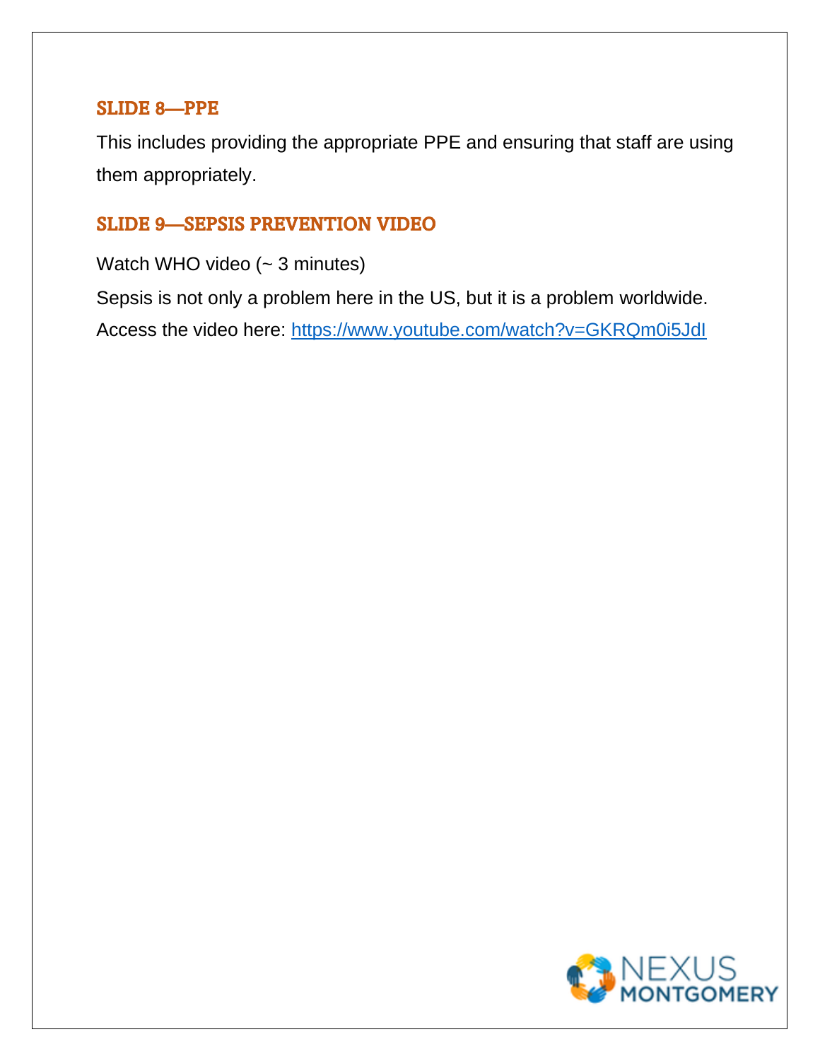## SLIDE 8—PPE

This includes providing the appropriate PPE and ensuring that staff are using them appropriately.

## SLIDE 9—SEPSIS PREVENTION VIDEO

Watch WHO video (~ 3 minutes)

Sepsis is not only a problem here in the US, but it is a problem worldwide.

Access the video here: https://www.youtube.com/watch?v=GKRQm0i5JdI